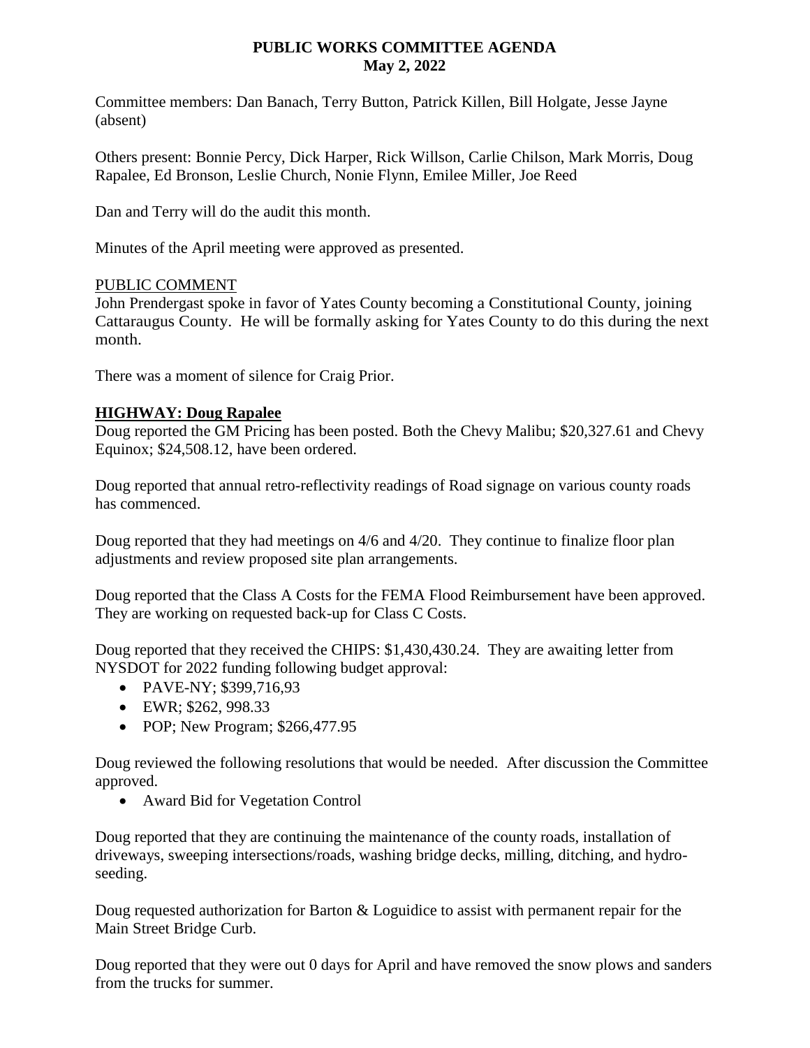# PUBLIC WORKS COMMITTEE AGENDA
**May 2, 2022**

Committee members: Dan Banach, Terry Button, Patrick Killen, Bill Holgate, Jesse Jayne (absent)

Others present: Bonnie Percy, Dick Harper, Rick Willson, Carlie Chilson, Mark Morris, Doug Rapalee, Ed Bronson, Leslie Church, Nonie Flynn, Emilee Miller, Joe Reed

Dan and Terry will do the audit this month.

Minutes of the April meeting were approved as presented.

PUBLIC COMMENT

John Prendergast spoke in favor of Yates County becoming a Constitutional County, joining Cattaraugus County. He will be formally asking for Yates County to do this during the next month.

There was a moment of silence for Craig Prior.

## HIGHWAY: Doug Rapalee

Doug reported the GM Pricing has been posted. Both the Chevy Malibu; $20,327.61 and Chevy Equinox; $24,508.12, have been ordered.

Doug reported that annual retro-reflectivity readings of Road signage on various county roads has commenced.

Doug reported that they had meetings on 4/6 and 4/20. They continue to finalize floor plan adjustments and review proposed site plan arrangements.

Doug reported that the Class A Costs for the FEMA Flood Reimbursement have been approved. They are working on requested back-up for Class C Costs.

Doug reported that they received the CHIPS: $1,430,430.24. They are awaiting letter from NYSDOT for 2022 funding following budget approval:

- PAVE-NY; $399,716,93
- EWR; $262, 998.33
- POP; New Program; $266,477.95

Doug reviewed the following resolutions that would be needed. After discussion the Committee approved.

- Award Bid for Vegetation Control

Doug reported that they are continuing the maintenance of the county roads, installation of driveways, sweeping intersections/roads, washing bridge decks, milling, ditching, and hydro-seeding.

Doug requested authorization for Barton & Loguidice to assist with permanent repair for the Main Street Bridge Curb.

Doug reported that they were out 0 days for April and have removed the snow plows and sanders from the trucks for summer.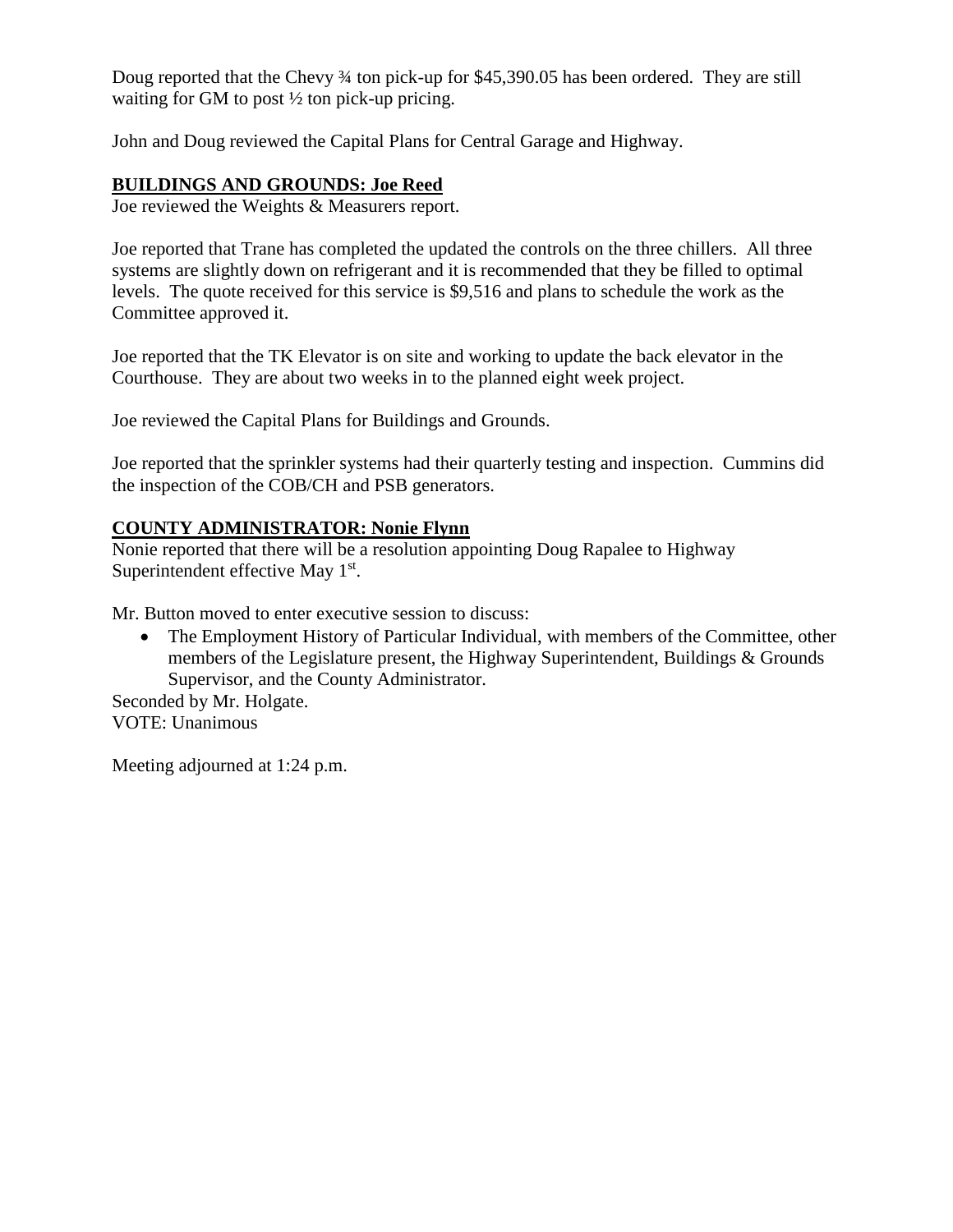Doug reported that the Chevy ¾ ton pick-up for $45,390.05 has been ordered. They are still waiting for GM to post ½ ton pick-up pricing.

John and Doug reviewed the Capital Plans for Central Garage and Highway.

**BUILDINGS AND GROUNDS: Joe Reed**

Joe reviewed the Weights & Measurers report.

Joe reported that Trane has completed the updated the controls on the three chillers. All three systems are slightly down on refrigerant and it is recommended that they be filled to optimal levels. The quote received for this service is $9,516 and plans to schedule the work as the Committee approved it.

Joe reported that the TK Elevator is on site and working to update the back elevator in the Courthouse. They are about two weeks in to the planned eight week project.

Joe reviewed the Capital Plans for Buildings and Grounds.

Joe reported that the sprinkler systems had their quarterly testing and inspection. Cummins did the inspection of the COB/CH and PSB generators.

**COUNTY ADMINISTRATOR: Nonie Flynn**

Nonie reported that there will be a resolution appointing Doug Rapalee to Highway Superintendent effective May 1st.

Mr. Button moved to enter executive session to discuss:

- The Employment History of Particular Individual, with members of the Committee, other members of the Legislature present, the Highway Superintendent, Buildings & Grounds Supervisor, and the County Administrator.

Seconded by Mr. Holgate.
VOTE: Unanimous

Meeting adjourned at 1:24 p.m.